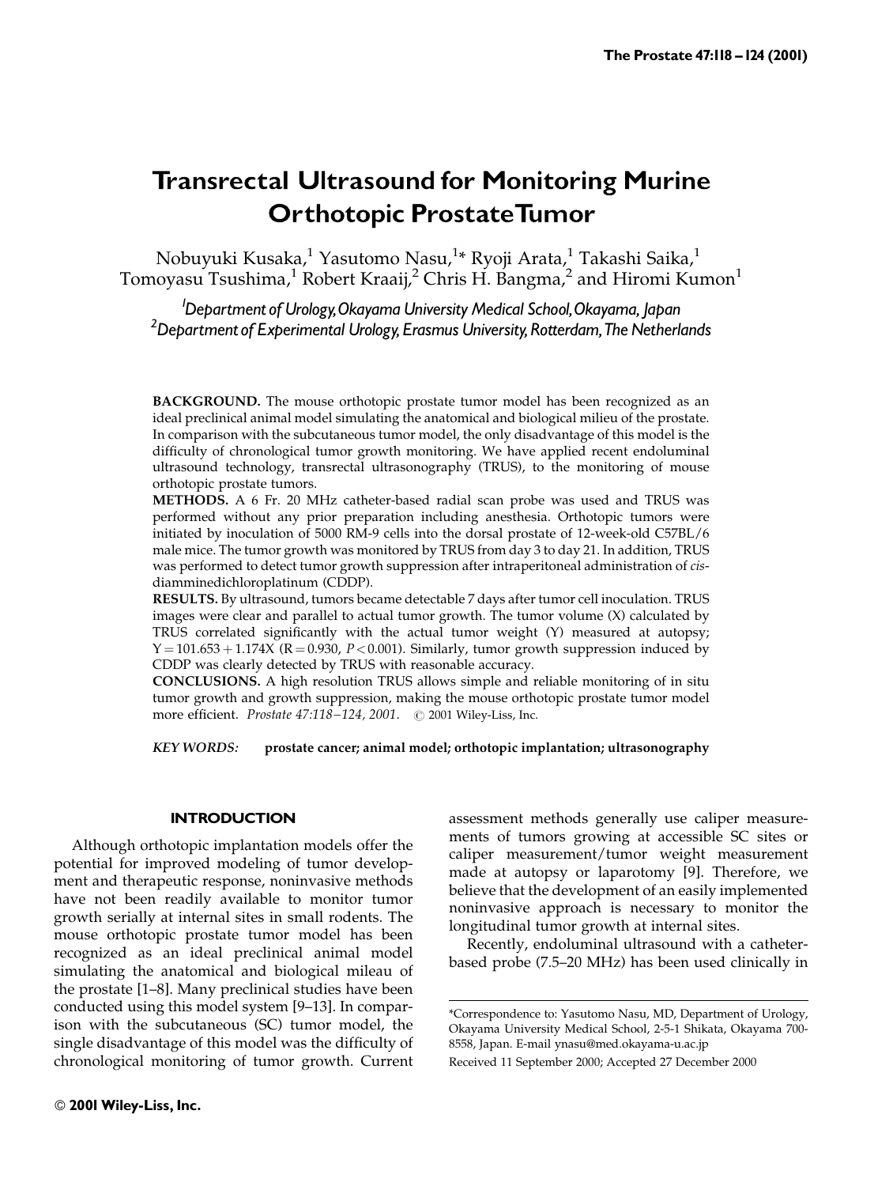# Transrectal Ultrasound for Monitoring Murine Orthotopic Prostate Tumor

Nobuyuki Kusaka,[1] Yasutomo Nasu,[1]* Ryoji Arata,[1] Takashi Saika,[1] Tomoyasu Tsushima,[1] Robert Kraaij,[2] Chris H. Bangma,[2] and Hiromi Kumon[1]

[1]*Department of Urology, Okayama University Medical School, Okayama, Japan*
[2]*Department of Experimental Urology, Erasmus University, Rotterdam, The Netherlands*

**BACKGROUND.** The mouse orthotopic prostate tumor model has been recognized as an ideal preclinical animal model simulating the anatomical and biological milieu of the prostate. In comparison with the subcutaneous tumor model, the only disadvantage of this model is the difficulty of chronological tumor growth monitoring. We have applied recent endoluminal ultrasound technology, transrectal ultrasonography (TRUS), to the monitoring of mouse orthotopic prostate tumors.

**METHODS.** A 6 Fr. 20 MHz catheter-based radial scan probe was used and TRUS was performed without any prior preparation including anesthesia. Orthotopic tumors were initiated by inoculation of 5000 RM-9 cells into the dorsal prostate of 12-week-old C57BL/6 male mice. The tumor growth was monitored by TRUS from day 3 to day 21. In addition, TRUS was performed to detect tumor growth suppression after intraperitoneal administration of *cis*-diamminedichloroplatinum (CDDP).

**RESULTS.** By ultrasound, tumors became detectable 7 days after tumor cell inoculation. TRUS images were clear and parallel to actual tumor growth. The tumor volume (X) calculated by TRUS correlated significantly with the actual tumor weight (Y) measured at autopsy; $Y = 101.653 + 1.174X$ ($R = 0.930$, $P < 0.001$). Similarly, tumor growth suppression induced by CDDP was clearly detected by TRUS with reasonable accuracy.

**CONCLUSIONS.** A high resolution TRUS allows simple and reliable monitoring of in situ tumor growth and growth suppression, making the mouse orthotopic prostate tumor model more efficient. *Prostate 47:118–124, 2001.* © 2001 Wiley-Liss, Inc.

*KEY WORDS:* **prostate cancer; animal model; orthotopic implantation; ultrasonography**

## INTRODUCTION

Although orthotopic implantation models offer the potential for improved modeling of tumor development and therapeutic response, noninvasive methods have not been readily available to monitor tumor growth serially at internal sites in small rodents. The mouse orthotopic prostate tumor model has been recognized as an ideal preclinical animal model simulating the anatomical and biological mileau of the prostate [1–8]. Many preclinical studies have been conducted using this model system [9–13]. In comparison with the subcutaneous (SC) tumor model, the single disadvantage of this model was the difficulty of chronological monitoring of tumor growth. Current assessment methods generally use caliper measurements of tumors growing at accessible SC sites or caliper measurement/tumor weight measurement made at autopsy or laparotomy [9]. Therefore, we believe that the development of an easily implemented noninvasive approach is necessary to monitor the longitudinal tumor growth at internal sites.

Recently, endoluminal ultrasound with a catheter-based probe (7.5–20 MHz) has been used clinically in

---

*Correspondence to: Yasutomo Nasu, MD, Department of Urology, Okayama University Medical School, 2-5-1 Shikata, Okayama 700-8558, Japan. E-mail ynasu@med.okayama-u.ac.jp

Received 11 September 2000; Accepted 27 December 2000

© 2001 Wiley-Liss, Inc.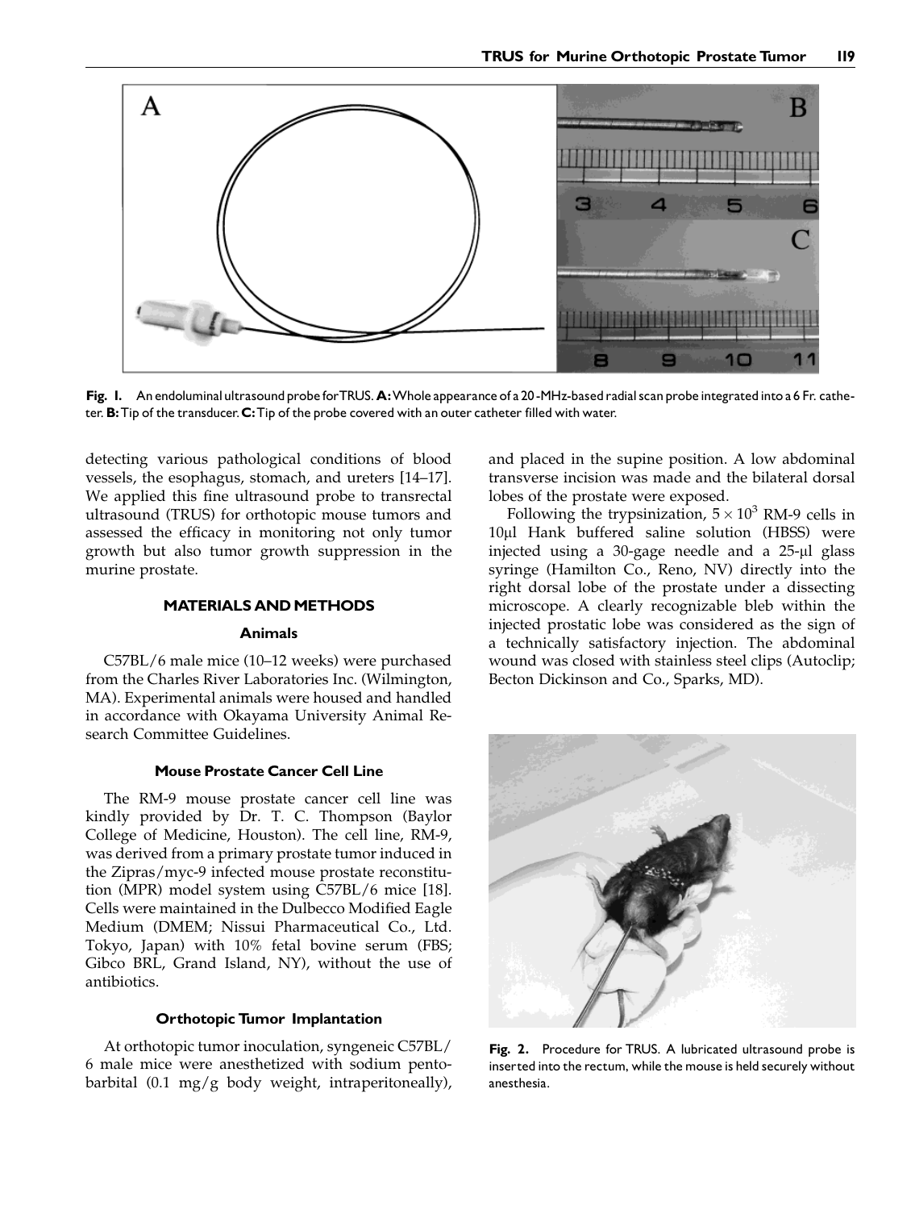Fig. 1. An endoluminal ultrasound probe for TRUS. **A:** Whole appearance of a 20-MHz-based radial scan probe integrated into a 6 Fr. catheter. **B:** Tip of the transducer. **C:** Tip of the probe covered with an outer catheter filled with water.

detecting various pathological conditions of blood vessels, the esophagus, stomach, and ureters [14–17]. We applied this fine ultrasound probe to transrectal ultrasound (TRUS) for orthotopic mouse tumors and assessed the efficacy in monitoring not only tumor growth but also tumor growth suppression in the murine prostate.

## MATERIALS AND METHODS

### Animals

C57BL/6 male mice (10–12 weeks) were purchased from the Charles River Laboratories Inc. (Wilmington, MA). Experimental animals were housed and handled in accordance with Okayama University Animal Research Committee Guidelines.

### Mouse Prostate Cancer Cell Line

The RM-9 mouse prostate cancer cell line was kindly provided by Dr. T. C. Thompson (Baylor College of Medicine, Houston). The cell line, RM-9, was derived from a primary prostate tumor induced in the Zipras/myc-9 infected mouse prostate reconstitution (MPR) model system using C57BL/6 mice [18]. Cells were maintained in the Dulbecco Modified Eagle Medium (DMEM; Nissui Pharmaceutical Co., Ltd. Tokyo, Japan) with 10% fetal bovine serum (FBS; Gibco BRL, Grand Island, NY), without the use of antibiotics.

### Orthotopic Tumor Implantation

At orthotopic tumor inoculation, syngeneic C57BL/6 male mice were anesthetized with sodium pentobarbital (0.1 mg/g body weight, intraperitoneally), and placed in the supine position. A low abdominal transverse incision was made and the bilateral dorsal lobes of the prostate were exposed.

Following the trypsinization, $5 \times 10^3$ RM-9 cells in 10μl Hank buffered saline solution (HBSS) were injected using a 30-gage needle and a 25-μl glass syringe (Hamilton Co., Reno, NV) directly into the right dorsal lobe of the prostate under a dissecting microscope. A clearly recognizable bleb within the injected prostatic lobe was considered as the sign of a technically satisfactory injection. The abdominal wound was closed with stainless steel clips (Autoclip; Becton Dickinson and Co., Sparks, MD).

Fig. 2. Procedure for TRUS. A lubricated ultrasound probe is inserted into the rectum, while the mouse is held securely without anesthesia.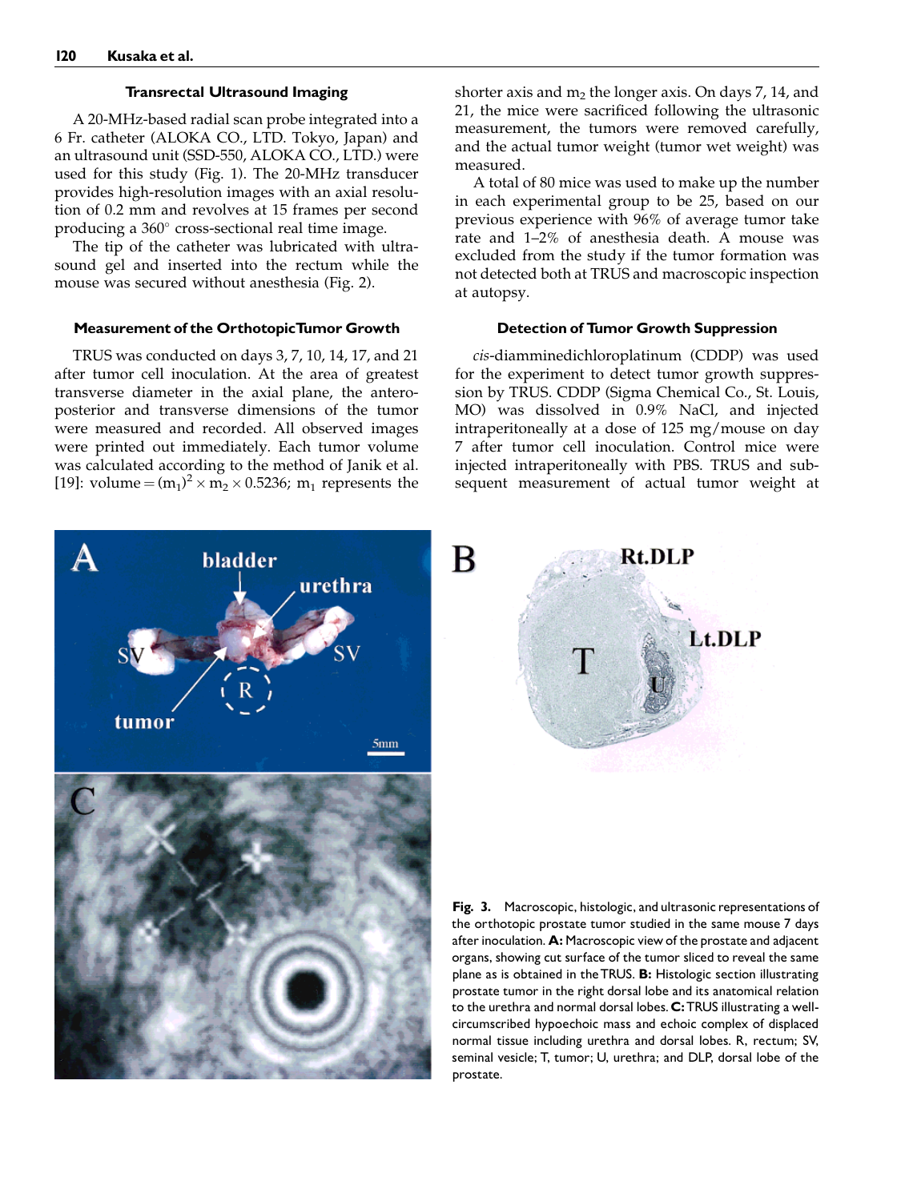### Transrectal Ultrasound Imaging

A 20-MHz-based radial scan probe integrated into a 6 Fr. catheter (ALOKA CO., LTD. Tokyo, Japan) and an ultrasound unit (SSD-550, ALOKA CO., LTD.) were used for this study (Fig. 1). The 20-MHz transducer provides high-resolution images with an axial resolution of 0.2 mm and revolves at 15 frames per second producing a 360° cross-sectional real time image.

The tip of the catheter was lubricated with ultrasound gel and inserted into the rectum while the mouse was secured without anesthesia (Fig. 2).

### Measurement of the Orthotopic Tumor Growth

TRUS was conducted on days 3, 7, 10, 14, 17, and 21 after tumor cell inoculation. At the area of greatest transverse diameter in the axial plane, the anteroposterior and transverse dimensions of the tumor were measured and recorded. All observed images were printed out immediately. Each tumor volume was calculated according to the method of Janik et al. [19]: volume $= (m_1)^2 \times m_2 \times 0.5236$; $m_1$ represents the shorter axis and $m_2$ the longer axis. On days 7, 14, and 21, the mice were sacrificed following the ultrasonic measurement, the tumors were removed carefully, and the actual tumor weight (tumor wet weight) was measured.

A total of 80 mice was used to make up the number in each experimental group to be 25, based on our previous experience with 96% of average tumor take rate and 1–2% of anesthesia death. A mouse was excluded from the study if the tumor formation was not detected both at TRUS and macroscopic inspection at autopsy.

### Detection of Tumor Growth Suppression

*cis*-diamminedichloroplatinum (CDDP) was used for the experiment to detect tumor growth suppression by TRUS. CDDP (Sigma Chemical Co., St. Louis, MO) was dissolved in 0.9% NaCl, and injected intraperitoneally at a dose of 125 mg/mouse on day 7 after tumor cell inoculation. Control mice were injected intraperitoneally with PBS. TRUS and subsequent measurement of actual tumor weight at

**Fig. 3.** Macroscopic, histologic, and ultrasonic representations of the orthotopic prostate tumor studied in the same mouse 7 days after inoculation. **A:** Macroscopic view of the prostate and adjacent organs, showing cut surface of the tumor sliced to reveal the same plane as is obtained in the TRUS. **B:** Histologic section illustrating prostate tumor in the right dorsal lobe and its anatomical relation to the urethra and normal dorsal lobes. **C:** TRUS illustrating a well-circumscribed hypoechoic mass and echoic complex of displaced normal tissue including urethra and dorsal lobes. R, rectum; SV, seminal vesicle; T, tumor; U, urethra; and DLP, dorsal lobe of the prostate.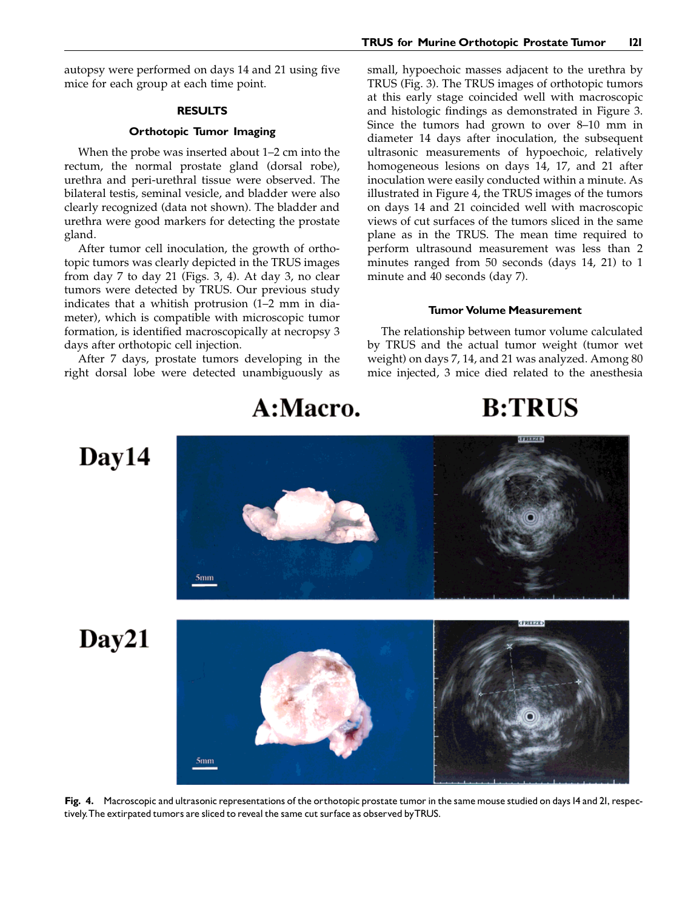autopsy were performed on days 14 and 21 using five mice for each group at each time point.

## RESULTS

### Orthotopic Tumor Imaging

When the probe was inserted about 1–2 cm into the rectum, the normal prostate gland (dorsal robe), urethra and peri-urethral tissue were observed. The bilateral testis, seminal vesicle, and bladder were also clearly recognized (data not shown). The bladder and urethra were good markers for detecting the prostate gland.

After tumor cell inoculation, the growth of orthotopic tumors was clearly depicted in the TRUS images from day 7 to day 21 (Figs. 3, 4). At day 3, no clear tumors were detected by TRUS. Our previous study indicates that a whitish protrusion (1–2 mm in diameter), which is compatible with microscopic tumor formation, is identified macroscopically at necropsy 3 days after orthotopic cell injection.

After 7 days, prostate tumors developing in the right dorsal lobe were detected unambiguously as small, hypoechoic masses adjacent to the urethra by TRUS (Fig. 3). The TRUS images of orthotopic tumors at this early stage coincided well with macroscopic and histologic findings as demonstrated in Figure 3. Since the tumors had grown to over 8–10 mm in diameter 14 days after inoculation, the subsequent ultrasonic measurements of hypoechoic, relatively homogeneous lesions on days 14, 17, and 21 after inoculation were easily conducted within a minute. As illustrated in Figure 4, the TRUS images of the tumors on days 14 and 21 coincided well with macroscopic views of cut surfaces of the tumors sliced in the same plane as in the TRUS. The mean time required to perform ultrasound measurement was less than 2 minutes ranged from 50 seconds (days 14, 21) to 1 minute and 40 seconds (day 7).

### Tumor Volume Measurement

The relationship between tumor volume calculated by TRUS and the actual tumor weight (tumor wet weight) on days 7, 14, and 21 was analyzed. Among 80 mice injected, 3 mice died related to the anesthesia

**Fig. 4.** Macroscopic and ultrasonic representations of the orthotopic prostate tumor in the same mouse studied on days 14 and 21, respectively. The extirpated tumors are sliced to reveal the same cut surface as observed by TRUS.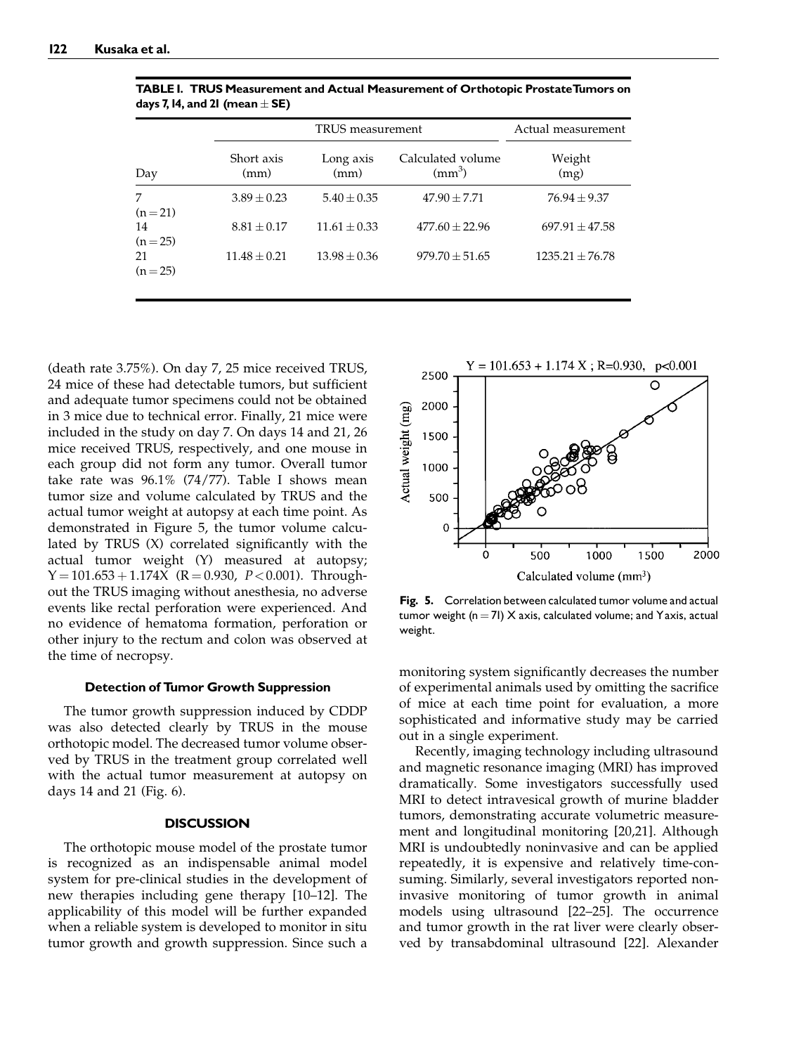**TABLE I. TRUS Measurement and Actual Measurement of Orthotopic Prostate Tumors on days 7, 14, and 21 (mean ± SE)**

| | TRUS measurement | | | Actual measurement |
|---|---|---|---|---|
| Day | Short axis (mm) | Long axis (mm) | Calculated volume ($mm^3$) | Weight (mg) |
| 7 (n = 21) | 3.89 ± 0.23 | 5.40 ± 0.35 | 47.90 ± 7.71 | 76.94 ± 9.37 |
| 14 (n = 25) | 8.81 ± 0.17 | 11.61 ± 0.33 | 477.60 ± 22.96 | 697.91 ± 47.58 |
| 21 (n = 25) | 11.48 ± 0.21 | 13.98 ± 0.36 | 979.70 ± 51.65 | 1235.21 ± 76.78 |

(death rate 3.75%). On day 7, 25 mice received TRUS, 24 mice of these had detectable tumors, but sufficient and adequate tumor specimens could not be obtained in 3 mice due to technical error. Finally, 21 mice were included in the study on day 7. On days 14 and 21, 26 mice received TRUS, respectively, and one mouse in each group did not form any tumor. Overall tumor take rate was 96.1% (74/77). Table I shows mean tumor size and volume calculated by TRUS and the actual tumor weight at autopsy at each time point. As demonstrated in Figure 5, the tumor volume calculated by TRUS (X) correlated significantly with the actual tumor weight (Y) measured at autopsy; $Y = 101.653 + 1.174X$ ($R = 0.930$, $P < 0.001$). Throughout the TRUS imaging without anesthesia, no adverse events like rectal perforation were experienced. And no evidence of hematoma formation, perforation or other injury to the rectum and colon was observed at the time of necropsy.

Fig. 5. Correlation between calculated tumor volume and actual tumor weight (n = 71) X axis, calculated volume; and Y axis, actual weight.

### Detection of Tumor Growth Suppression

The tumor growth suppression induced by CDDP was also detected clearly by TRUS in the mouse orthotopic model. The decreased tumor volume observed by TRUS in the treatment group correlated well with the actual tumor measurement at autopsy on days 14 and 21 (Fig. 6).

## DISCUSSION

The orthotopic mouse model of the prostate tumor is recognized as an indispensable animal model system for pre-clinical studies in the development of new therapies including gene therapy [10–12]. The applicability of this model will be further expanded when a reliable system is developed to monitor in situ tumor growth and growth suppression. Since such a monitoring system significantly decreases the number of experimental animals used by omitting the sacrifice of mice at each time point for evaluation, a more sophisticated and informative study may be carried out in a single experiment.

Recently, imaging technology including ultrasound and magnetic resonance imaging (MRI) has improved dramatically. Some investigators successfully used MRI to detect intravesical growth of murine bladder tumors, demonstrating accurate volumetric measurement and longitudinal monitoring [20,21]. Although MRI is undoubtedly noninvasive and can be applied repeatedly, it is expensive and relatively time-consuming. Similarly, several investigators reported noninvasive monitoring of tumor growth in animal models using ultrasound [22–25]. The occurrence and tumor growth in the rat liver were clearly observed by transabdominal ultrasound [22]. Alexander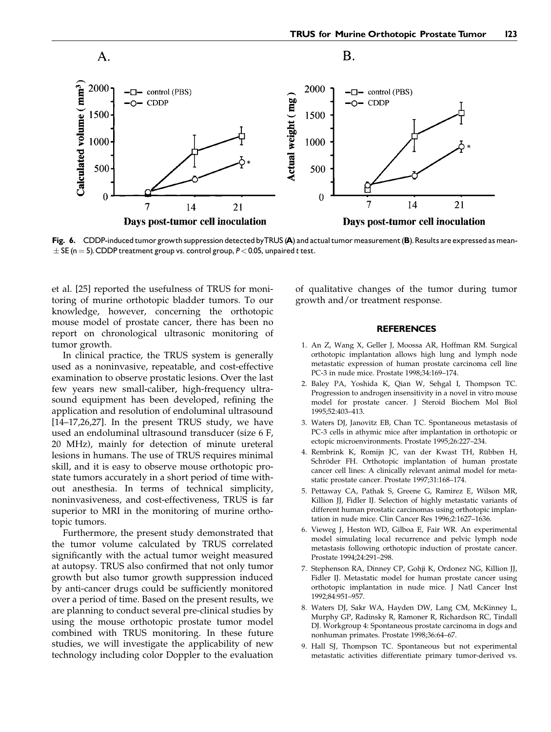Fig. 6. CDDP-induced tumor growth suppression detected by TRUS (**A**) and actual tumor measurement (**B**). Results are expressed as mean $\pm$ SE (n = 5). CDDP treatment group vs. control group, $P < 0.05$, unpaired *t* test.

et al. [25] reported the usefulness of TRUS for monitoring of murine orthotopic bladder tumors. To our knowledge, however, concerning the orthotopic mouse model of prostate cancer, there has been no report on chronological ultrasonic monitoring of tumor growth.

In clinical practice, the TRUS system is generally used as a noninvasive, repeatable, and cost-effective examination to observe prostatic lesions. Over the last few years new small-caliber, high-frequency ultrasound equipment has been developed, refining the application and resolution of endoluminal ultrasound [14–17,26,27]. In the present TRUS study, we have used an endoluminal ultrasound transducer (size 6 F, 20 MHz), mainly for detection of minute ureteral lesions in humans. The use of TRUS requires minimal skill, and it is easy to observe mouse orthotopic prostate tumors accurately in a short period of time without anesthesia. In terms of technical simplicity, noninvasiveness, and cost-effectiveness, TRUS is far superior to MRI in the monitoring of murine orthotopic tumors.

Furthermore, the present study demonstrated that the tumor volume calculated by TRUS correlated significantly with the actual tumor weight measured at autopsy. TRUS also confirmed that not only tumor growth but also tumor growth suppression induced by anti-cancer drugs could be sufficiently monitored over a period of time. Based on the present results, we are planning to conduct several pre-clinical studies by using the mouse orthotopic prostate tumor model combined with TRUS monitoring. In these future studies, we will investigate the applicability of new technology including color Doppler to the evaluation of qualitative changes of the tumor during tumor growth and/or treatment response.

## REFERENCES

1. An Z, Wang X, Geller J, Moossa AR, Hoffman RM. Surgical orthotopic implantation allows high lung and lymph node metastatic expression of human prostate carcinoma cell line PC-3 in nude mice. Prostate 1998;34:169–174.
2. Baley PA, Yoshida K, Qian W, Sehgal I, Thompson TC. Progression to androgen insensitivity in a novel in vitro mouse model for prostate cancer. J Steroid Biochem Mol Biol 1995;52:403–413.
3. Waters DJ, Janovitz EB, Chan TC. Spontaneous metastasis of PC-3 cells in athymic mice after implantation in orthotopic or ectopic microenvironments. Prostate 1995;26:227–234.
4. Rembrink K, Romijn JC, van der Kwast TH, Rübben H, Schröder FH. Orthotopic implantation of human prostate cancer cell lines: A clinically relevant animal model for metastatic prostate cancer. Prostate 1997;31:168–174.
5. Pettaway CA, Pathak S, Greene G, Ramirez E, Wilson MR, Killion JJ, Fidler IJ. Selection of highly metastatic variants of different human prostatic carcinomas using orthotopic implantation in nude mice. Clin Cancer Res 1996;2:1627–1636.
6. Vieweg J, Heston WD, Gilboa E, Fair WR. An experimental model simulating local recurrence and pelvic lymph node metastasis following orthotopic induction of prostate cancer. Prostate 1994;24:291–298.
7. Stephenson RA, Dinney CP, Gohji K, Ordonez NG, Killion JJ, Fidler IJ. Metastatic model for human prostate cancer using orthotopic implantation in nude mice. J Natl Cancer Inst 1992;84:951–957.
8. Waters DJ, Sakr WA, Hayden DW, Lang CM, McKinney L, Murphy GP, Radinsky R, Ramoner R, Richardson RC, Tindall DJ. Workgroup 4: Spontaneous prostate carcinoma in dogs and nonhuman primates. Prostate 1998;36:64–67.
9. Hall SJ, Thompson TC. Spontaneous but not experimental metastatic activities differentiate primary tumor-derived vs.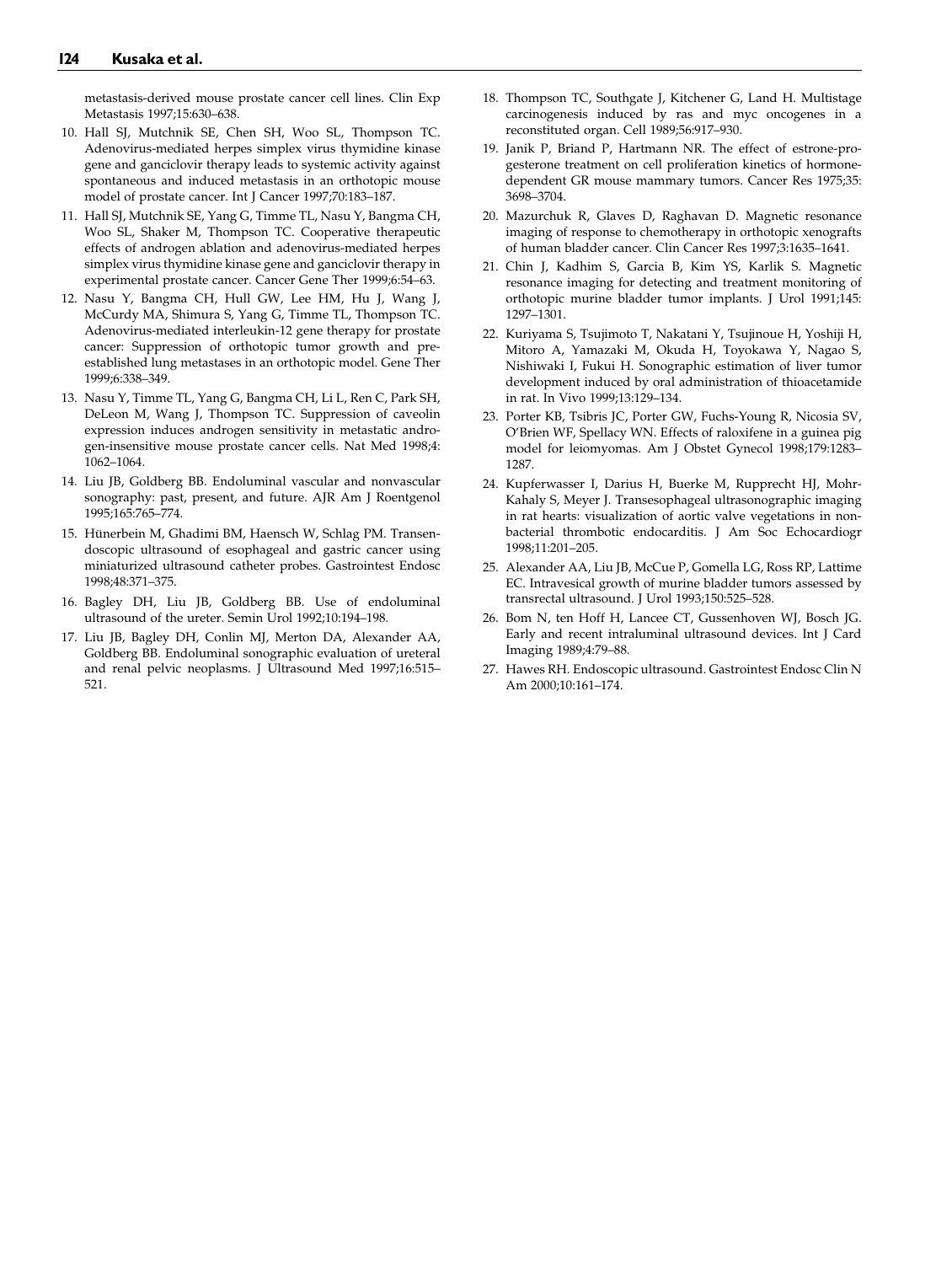metastasis-derived mouse prostate cancer cell lines. Clin Exp Metastasis 1997;15:630–638.

10. Hall SJ, Mutchnik SE, Chen SH, Woo SL, Thompson TC. Adenovirus-mediated herpes simplex virus thymidine kinase gene and ganciclovir therapy leads to systemic activity against spontaneous and induced metastasis in an orthotopic mouse model of prostate cancer. Int J Cancer 1997;70:183–187.
11. Hall SJ, Mutchnik SE, Yang G, Timme TL, Nasu Y, Bangma CH, Woo SL, Shaker M, Thompson TC. Cooperative therapeutic effects of androgen ablation and adenovirus-mediated herpes simplex virus thymidine kinase gene and ganciclovir therapy in experimental prostate cancer. Cancer Gene Ther 1999;6:54–63.
12. Nasu Y, Bangma CH, Hull GW, Lee HM, Hu J, Wang J, McCurdy MA, Shimura S, Yang G, Timme TL, Thompson TC. Adenovirus-mediated interleukin-12 gene therapy for prostate cancer: Suppression of orthotopic tumor growth and pre-established lung metastases in an orthotopic model. Gene Ther 1999;6:338–349.
13. Nasu Y, Timme TL, Yang G, Bangma CH, Li L, Ren C, Park SH, DeLeon M, Wang J, Thompson TC. Suppression of caveolin expression induces androgen sensitivity in metastatic androgen-insensitive mouse prostate cancer cells. Nat Med 1998;4: 1062–1064.
14. Liu JB, Goldberg BB. Endoluminal vascular and nonvascular sonography: past, present, and future. AJR Am J Roentgenol 1995;165:765–774.
15. Hünerbein M, Ghadimi BM, Haensch W, Schlag PM. Transendoscopic ultrasound of esophageal and gastric cancer using miniaturized ultrasound catheter probes. Gastrointest Endosc 1998;48:371–375.
16. Bagley DH, Liu JB, Goldberg BB. Use of endoluminal ultrasound of the ureter. Semin Urol 1992;10:194–198.
17. Liu JB, Bagley DH, Conlin MJ, Merton DA, Alexander AA, Goldberg BB. Endoluminal sonographic evaluation of ureteral and renal pelvic neoplasms. J Ultrasound Med 1997;16:515–521.
18. Thompson TC, Southgate J, Kitchener G, Land H. Multistage carcinogenesis induced by ras and myc oncogenes in a reconstituted organ. Cell 1989;56:917–930.
19. Janik P, Briand P, Hartmann NR. The effect of estrone-progesterone treatment on cell proliferation kinetics of hormone-dependent GR mouse mammary tumors. Cancer Res 1975;35: 3698–3704.
20. Mazurchuk R, Glaves D, Raghavan D. Magnetic resonance imaging of response to chemotherapy in orthotopic xenografts of human bladder cancer. Clin Cancer Res 1997;3:1635–1641.
21. Chin J, Kadhim S, Garcia B, Kim YS, Karlik S. Magnetic resonance imaging for detecting and treatment monitoring of orthotopic murine bladder tumor implants. J Urol 1991;145: 1297–1301.
22. Kuriyama S, Tsujimoto T, Nakatani Y, Tsujinoue H, Yoshiji H, Mitoro A, Yamazaki M, Okuda H, Toyokawa Y, Nagao S, Nishiwaki I, Fukui H. Sonographic estimation of liver tumor development induced by oral administration of thioacetamide in rat. In Vivo 1999;13:129–134.
23. Porter KB, Tsibris JC, Porter GW, Fuchs-Young R, Nicosia SV, O'Brien WF, Spellacy WN. Effects of raloxifene in a guinea pig model for leiomyomas. Am J Obstet Gynecol 1998;179:1283–1287.
24. Kupferwasser I, Darius H, Buerke M, Rupprecht HJ, Mohr-Kahaly S, Meyer J. Transesophageal ultrasonographic imaging in rat hearts: visualization of aortic valve vegetations in non-bacterial thrombotic endocarditis. J Am Soc Echocardiogr 1998;11:201–205.
25. Alexander AA, Liu JB, McCue P, Gomella LG, Ross RP, Lattime EC. Intravesical growth of murine bladder tumors assessed by transrectal ultrasound. J Urol 1993;150:525–528.
26. Bom N, ten Hoff H, Lancee CT, Gussenhoven WJ, Bosch JG. Early and recent intraluminal ultrasound devices. Int J Card Imaging 1989;4:79–88.
27. Hawes RH. Endoscopic ultrasound. Gastrointest Endosc Clin N Am 2000;10:161–174.